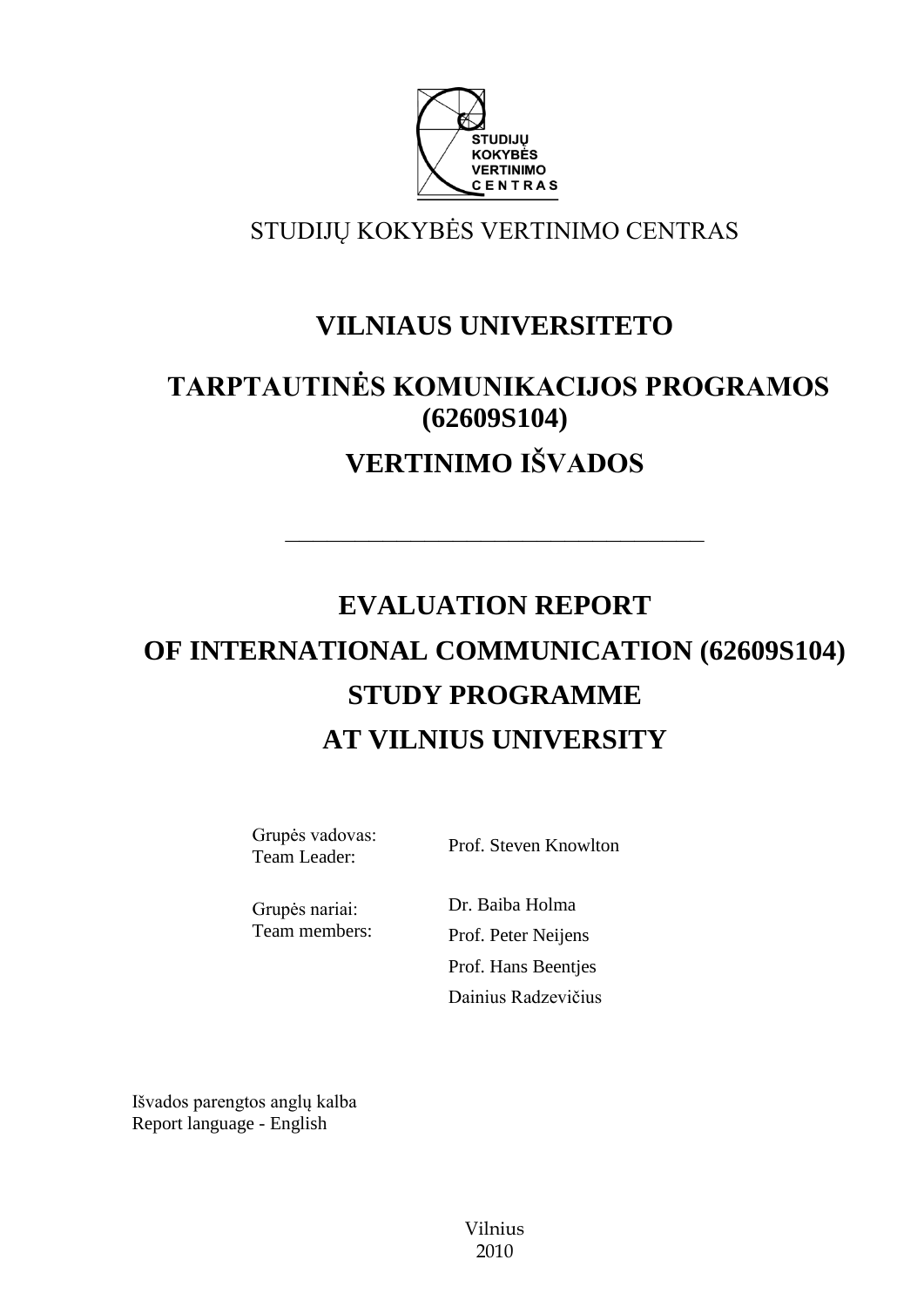STUDIJŲ KOKYBĖS VERTINIMO CENTRAS

# VILNIAUS UNIVERSITETO

# TARPTAUTINĖS KOMUNIKACIJOS PROGRAMOS (62609S104)

# VERTINIMO IŠVADOS

---

# EVALUATION REPORT

# OF INTERNATIONAL COMMUNICATION (62609S104)

# STUDY PROGRAMME

# AT VILNIUS UNIVERSITY

| | |
|---|---|
| Grupės vadovas:<br>Team Leader: | Prof. Steven Knowlton |
| Grupės nariai:<br>Team members: | Dr. Baiba Holma<br>Prof. Peter Neijens<br>Prof. Hans Beentjes<br>Dainius Radzevičius |

Išvados parengtos anglų kalba
Report language - English

Vilnius
2010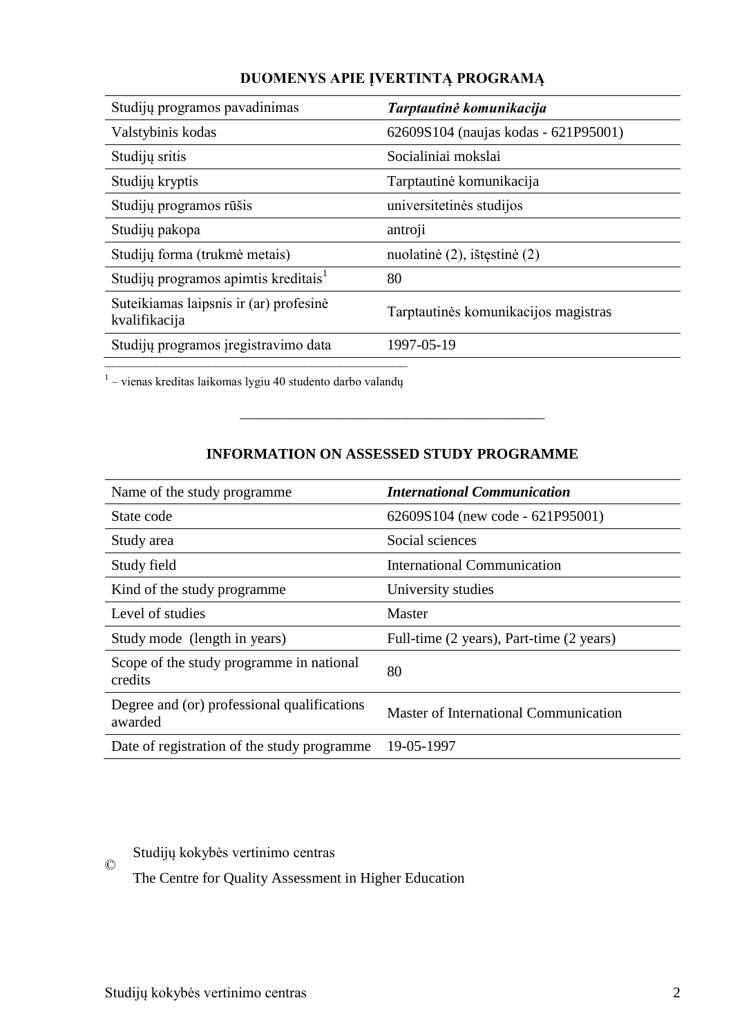## DUOMENYS APIE ĮVERTINTĄ PROGRAMĄ

| Studijų programos pavadinimas | ***Tarptautinė komunikacija*** |
|---|---|
| Valstybinis kodas | 62609S104 (naujas kodas - 621P95001) |
| Studijų sritis | Socialiniai mokslai |
| Studijų kryptis | Tarptautinė komunikacija |
| Studijų programos rūšis | universitetinės studijos |
| Studijų pakopa | antroji |
| Studijų forma (trukmė metais) | nuolatinė (2), ištęstinė (2) |
| Studijų programos apimtis kreditais[1] | 80 |
| Suteikiamas laipsnis ir (ar) profesinė kvalifikacija | Tarptautinės komunikacijos magistras |
| Studijų programos įregistravimo data | 1997-05-19 |

[1] – vienas kreditas laikomas lygiu 40 studento darbo valandų

---

## INFORMATION ON ASSESSED STUDY PROGRAMME

| Name of the study programme | ***International Communication*** |
|---|---|
| State code | 62609S104 (new code - 621P95001) |
| Study area | Social sciences |
| Study field | International Communication |
| Kind of the study programme | University studies |
| Level of studies | Master |
| Study mode (length in years) | Full-time (2 years), Part-time (2 years) |
| Scope of the study programme in national credits | 80 |
| Degree and (or) professional qualifications awarded | Master of International Communication |
| Date of registration of the study programme | 19-05-1997 |

© Studijų kokybės vertinimo centras

The Centre for Quality Assessment in Higher Education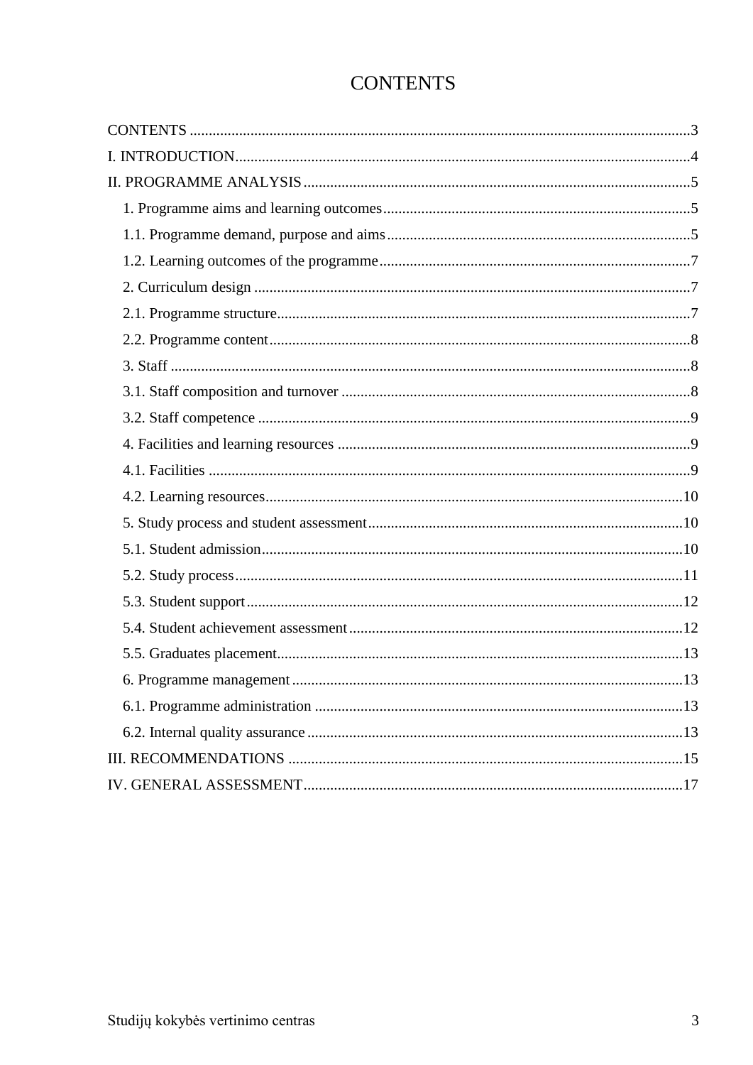# CONTENTS

CONTENTS ............................................................................................................................3

I. INTRODUCTION................................................................................................................4

II. PROGRAMME ANALYSIS ...............................................................................................5

1. Programme aims and learning outcomes ..........................................................................5

1.1. Programme demand, purpose and aims ..........................................................................5

1.2. Learning outcomes of the programme ............................................................................7

2. Curriculum design ............................................................................................................7

2.1. Programme structure.......................................................................................................7

2.2. Programme content .........................................................................................................8

3. Staff ..................................................................................................................................8

3.1. Staff composition and turnover ......................................................................................8

3.2. Staff competence .............................................................................................................9

4. Facilities and learning resources .......................................................................................9

4.1. Facilities ..........................................................................................................................9

4.2. Learning resources..........................................................................................................10

5. Study process and student assessment..............................................................................10

5.1. Student admission...........................................................................................................10

5.2. Study process ..................................................................................................................11

5.3. Student support ...............................................................................................................12

5.4. Student achievement assessment ....................................................................................12

5.5. Graduates placement.......................................................................................................13

6. Programme management ..................................................................................................13

6.1. Programme administration .............................................................................................13

6.2. Internal quality assurance ...............................................................................................13

III. RECOMMENDATIONS ..................................................................................................15

IV. GENERAL ASSESSMENT...............................................................................................17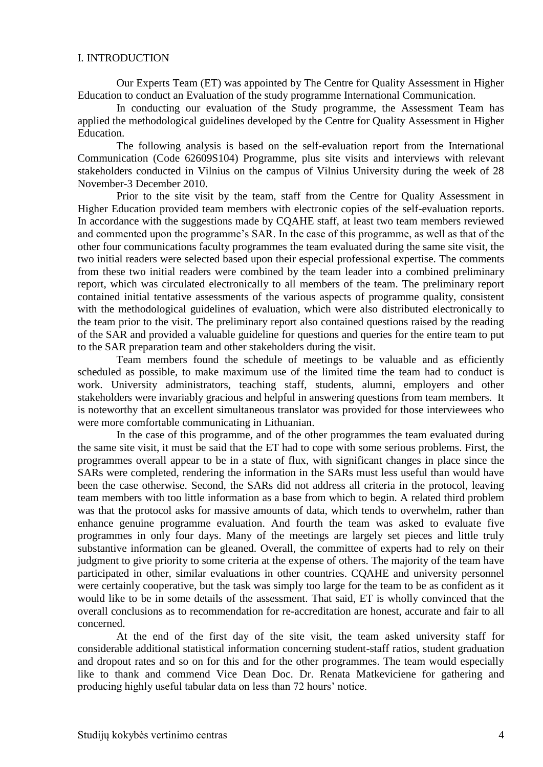# I. INTRODUCTION

Our Experts Team (ET) was appointed by The Centre for Quality Assessment in Higher Education to conduct an Evaluation of the study programme International Communication.

In conducting our evaluation of the Study programme, the Assessment Team has applied the methodological guidelines developed by the Centre for Quality Assessment in Higher Education.

The following analysis is based on the self-evaluation report from the International Communication (Code 62609S104) Programme, plus site visits and interviews with relevant stakeholders conducted in Vilnius on the campus of Vilnius University during the week of 28 November-3 December 2010.

Prior to the site visit by the team, staff from the Centre for Quality Assessment in Higher Education provided team members with electronic copies of the self-evaluation reports. In accordance with the suggestions made by CQAHE staff, at least two team members reviewed and commented upon the programme's SAR. In the case of this programme, as well as that of the other four communications faculty programmes the team evaluated during the same site visit, the two initial readers were selected based upon their especial professional expertise. The comments from these two initial readers were combined by the team leader into a combined preliminary report, which was circulated electronically to all members of the team. The preliminary report contained initial tentative assessments of the various aspects of programme quality, consistent with the methodological guidelines of evaluation, which were also distributed electronically to the team prior to the visit. The preliminary report also contained questions raised by the reading of the SAR and provided a valuable guideline for questions and queries for the entire team to put to the SAR preparation team and other stakeholders during the visit.

Team members found the schedule of meetings to be valuable and as efficiently scheduled as possible, to make maximum use of the limited time the team had to conduct is work. University administrators, teaching staff, students, alumni, employers and other stakeholders were invariably gracious and helpful in answering questions from team members. It is noteworthy that an excellent simultaneous translator was provided for those interviewees who were more comfortable communicating in Lithuanian.

In the case of this programme, and of the other programmes the team evaluated during the same site visit, it must be said that the ET had to cope with some serious problems. First, the programmes overall appear to be in a state of flux, with significant changes in place since the SARs were completed, rendering the information in the SARs must less useful than would have been the case otherwise. Second, the SARs did not address all criteria in the protocol, leaving team members with too little information as a base from which to begin. A related third problem was that the protocol asks for massive amounts of data, which tends to overwhelm, rather than enhance genuine programme evaluation. And fourth the team was asked to evaluate five programmes in only four days. Many of the meetings are largely set pieces and little truly substantive information can be gleaned. Overall, the committee of experts had to rely on their judgment to give priority to some criteria at the expense of others. The majority of the team have participated in other, similar evaluations in other countries. CQAHE and university personnel were certainly cooperative, but the task was simply too large for the team to be as confident as it would like to be in some details of the assessment. That said, ET is wholly convinced that the overall conclusions as to recommendation for re-accreditation are honest, accurate and fair to all concerned.

At the end of the first day of the site visit, the team asked university staff for considerable additional statistical information concerning student-staff ratios, student graduation and dropout rates and so on for this and for the other programmes. The team would especially like to thank and commend Vice Dean Doc. Dr. Renata Matkeviciene for gathering and producing highly useful tabular data on less than 72 hours' notice.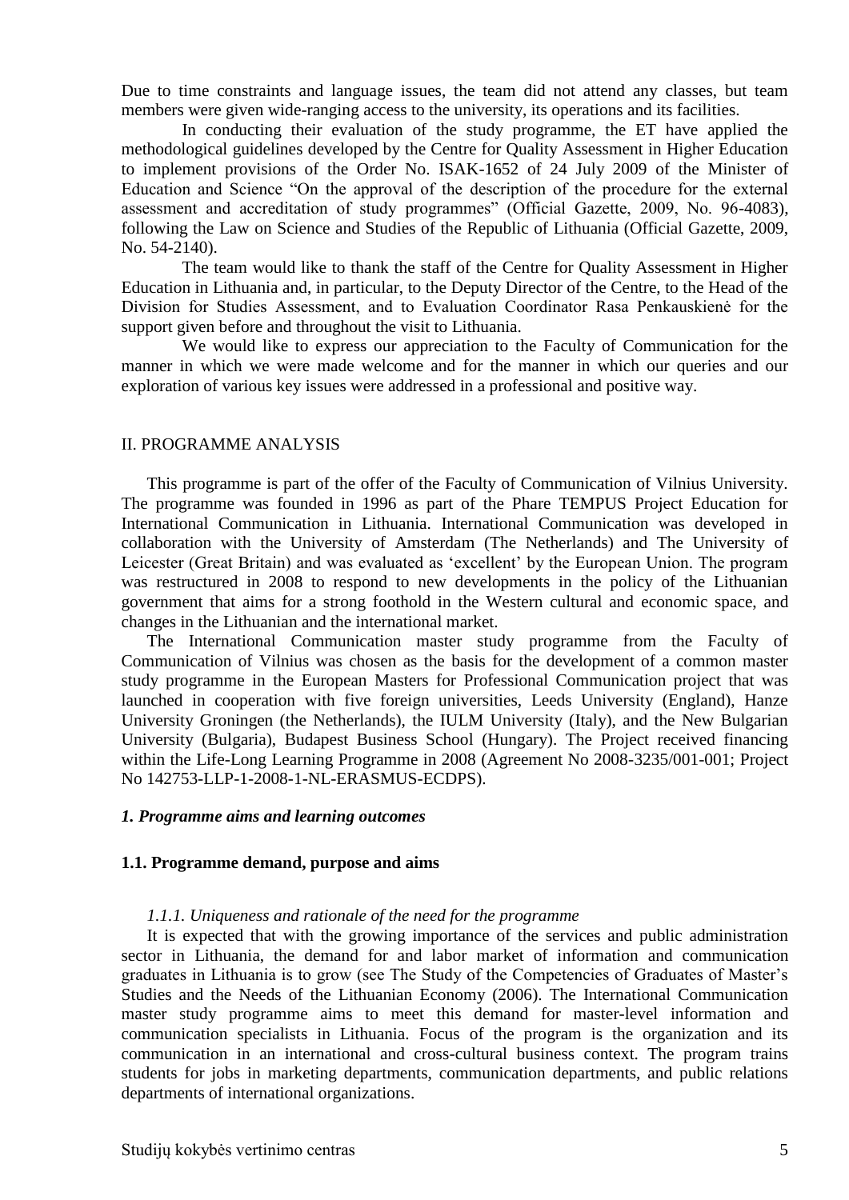Due to time constraints and language issues, the team did not attend any classes, but team members were given wide-ranging access to the university, its operations and its facilities.

In conducting their evaluation of the study programme, the ET have applied the methodological guidelines developed by the Centre for Quality Assessment in Higher Education to implement provisions of the Order No. ISAK-1652 of 24 July 2009 of the Minister of Education and Science "On the approval of the description of the procedure for the external assessment and accreditation of study programmes" (Official Gazette, 2009, No. 96-4083), following the Law on Science and Studies of the Republic of Lithuania (Official Gazette, 2009, No. 54-2140).

The team would like to thank the staff of the Centre for Quality Assessment in Higher Education in Lithuania and, in particular, to the Deputy Director of the Centre, to the Head of the Division for Studies Assessment, and to Evaluation Coordinator Rasa Penkauskienė for the support given before and throughout the visit to Lithuania.

We would like to express our appreciation to the Faculty of Communication for the manner in which we were made welcome and for the manner in which our queries and our exploration of various key issues were addressed in a professional and positive way.

## II. PROGRAMME ANALYSIS

This programme is part of the offer of the Faculty of Communication of Vilnius University. The programme was founded in 1996 as part of the Phare TEMPUS Project Education for International Communication in Lithuania. International Communication was developed in collaboration with the University of Amsterdam (The Netherlands) and The University of Leicester (Great Britain) and was evaluated as 'excellent' by the European Union. The program was restructured in 2008 to respond to new developments in the policy of the Lithuanian government that aims for a strong foothold in the Western cultural and economic space, and changes in the Lithuanian and the international market.

The International Communication master study programme from the Faculty of Communication of Vilnius was chosen as the basis for the development of a common master study programme in the European Masters for Professional Communication project that was launched in cooperation with five foreign universities, Leeds University (England), Hanze University Groningen (the Netherlands), the IULM University (Italy), and the New Bulgarian University (Bulgaria), Budapest Business School (Hungary). The Project received financing within the Life-Long Learning Programme in 2008 (Agreement No 2008-3235/001-001; Project No 142753-LLP-1-2008-1-NL-ERASMUS-ECDPS).

### *1. Programme aims and learning outcomes*

#### 1.1. Programme demand, purpose and aims

##### *1.1.1. Uniqueness and rationale of the need for the programme*

It is expected that with the growing importance of the services and public administration sector in Lithuania, the demand for and labor market of information and communication graduates in Lithuania is to grow (see The Study of the Competencies of Graduates of Master's Studies and the Needs of the Lithuanian Economy (2006). The International Communication master study programme aims to meet this demand for master-level information and communication specialists in Lithuania. Focus of the program is the organization and its communication in an international and cross-cultural business context. The program trains students for jobs in marketing departments, communication departments, and public relations departments of international organizations.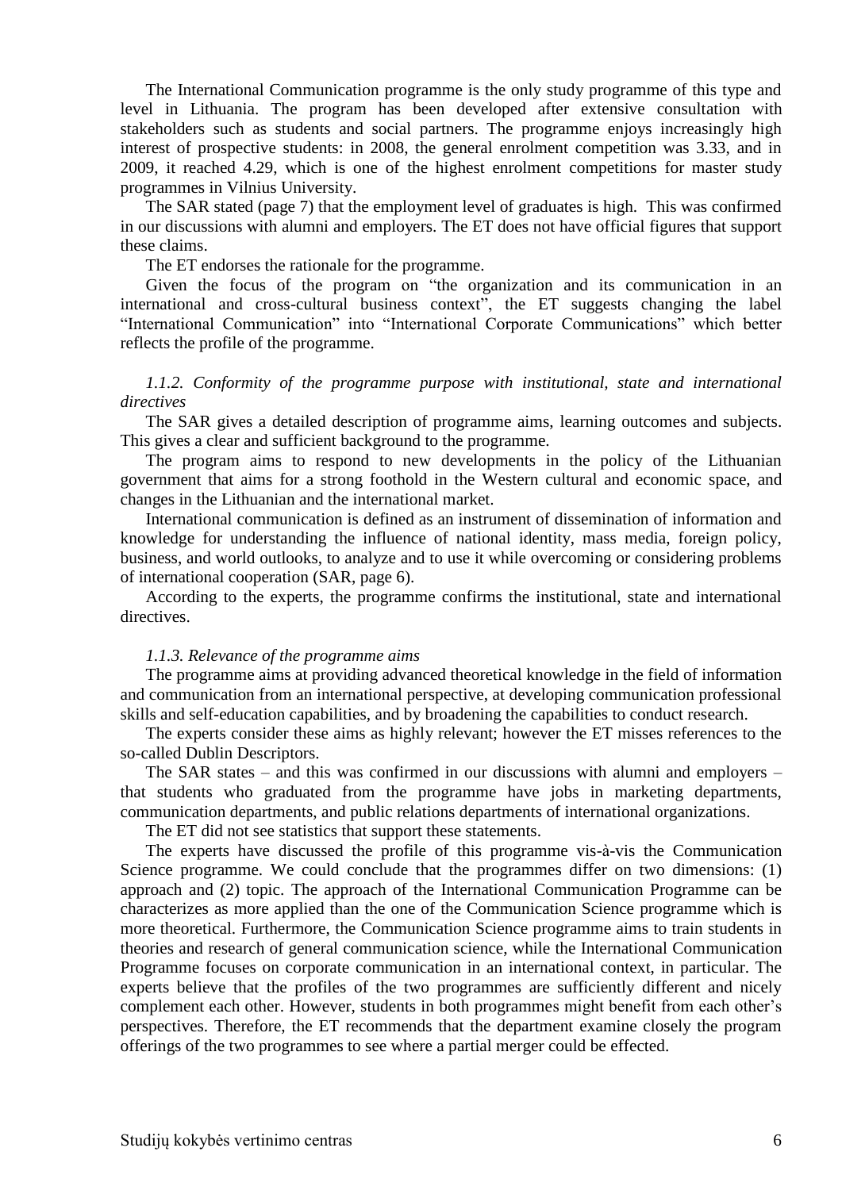The International Communication programme is the only study programme of this type and level in Lithuania. The program has been developed after extensive consultation with stakeholders such as students and social partners. The programme enjoys increasingly high interest of prospective students: in 2008, the general enrolment competition was 3.33, and in 2009, it reached 4.29, which is one of the highest enrolment competitions for master study programmes in Vilnius University.

The SAR stated (page 7) that the employment level of graduates is high. This was confirmed in our discussions with alumni and employers. The ET does not have official figures that support these claims.

The ET endorses the rationale for the programme.

Given the focus of the program on "the organization and its communication in an international and cross-cultural business context", the ET suggests changing the label "International Communication" into "International Corporate Communications" which better reflects the profile of the programme.

*1.1.2. Conformity of the programme purpose with institutional, state and international directives*

The SAR gives a detailed description of programme aims, learning outcomes and subjects. This gives a clear and sufficient background to the programme.

The program aims to respond to new developments in the policy of the Lithuanian government that aims for a strong foothold in the Western cultural and economic space, and changes in the Lithuanian and the international market.

International communication is defined as an instrument of dissemination of information and knowledge for understanding the influence of national identity, mass media, foreign policy, business, and world outlooks, to analyze and to use it while overcoming or considering problems of international cooperation (SAR, page 6).

According to the experts, the programme confirms the institutional, state and international directives.

*1.1.3. Relevance of the programme aims*

The programme aims at providing advanced theoretical knowledge in the field of information and communication from an international perspective, at developing communication professional skills and self-education capabilities, and by broadening the capabilities to conduct research.

The experts consider these aims as highly relevant; however the ET misses references to the so-called Dublin Descriptors.

The SAR states – and this was confirmed in our discussions with alumni and employers – that students who graduated from the programme have jobs in marketing departments, communication departments, and public relations departments of international organizations.

The ET did not see statistics that support these statements.

The experts have discussed the profile of this programme vis-à-vis the Communication Science programme. We could conclude that the programmes differ on two dimensions: (1) approach and (2) topic. The approach of the International Communication Programme can be characterizes as more applied than the one of the Communication Science programme which is more theoretical. Furthermore, the Communication Science programme aims to train students in theories and research of general communication science, while the International Communication Programme focuses on corporate communication in an international context, in particular. The experts believe that the profiles of the two programmes are sufficiently different and nicely complement each other. However, students in both programmes might benefit from each other's perspectives. Therefore, the ET recommends that the department examine closely the program offerings of the two programmes to see where a partial merger could be effected.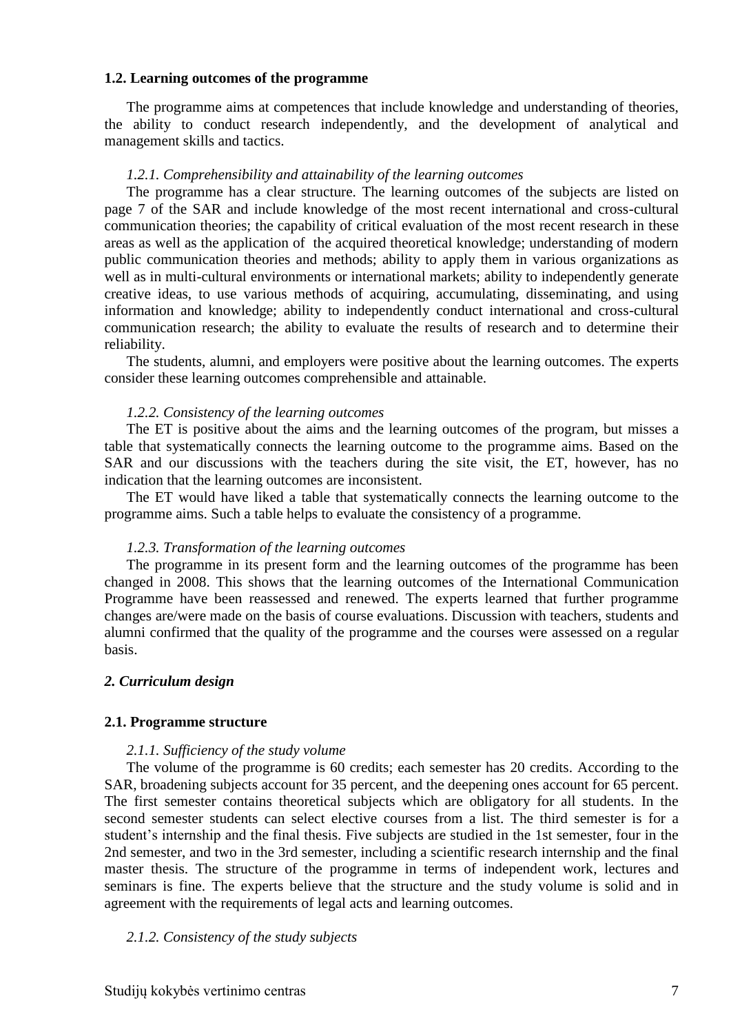### 1.2. Learning outcomes of the programme

The programme aims at competences that include knowledge and understanding of theories, the ability to conduct research independently, and the development of analytical and management skills and tactics.

*1.2.1. Comprehensibility and attainability of the learning outcomes*

The programme has a clear structure. The learning outcomes of the subjects are listed on page 7 of the SAR and include knowledge of the most recent international and cross-cultural communication theories; the capability of critical evaluation of the most recent research in these areas as well as the application of the acquired theoretical knowledge; understanding of modern public communication theories and methods; ability to apply them in various organizations as well as in multi-cultural environments or international markets; ability to independently generate creative ideas, to use various methods of acquiring, accumulating, disseminating, and using information and knowledge; ability to independently conduct international and cross-cultural communication research; the ability to evaluate the results of research and to determine their reliability.

The students, alumni, and employers were positive about the learning outcomes. The experts consider these learning outcomes comprehensible and attainable.

*1.2.2. Consistency of the learning outcomes*

The ET is positive about the aims and the learning outcomes of the program, but misses a table that systematically connects the learning outcome to the programme aims. Based on the SAR and our discussions with the teachers during the site visit, the ET, however, has no indication that the learning outcomes are inconsistent.

The ET would have liked a table that systematically connects the learning outcome to the programme aims. Such a table helps to evaluate the consistency of a programme.

*1.2.3. Transformation of the learning outcomes*

The programme in its present form and the learning outcomes of the programme has been changed in 2008. This shows that the learning outcomes of the International Communication Programme have been reassessed and renewed. The experts learned that further programme changes are/were made on the basis of course evaluations. Discussion with teachers, students and alumni confirmed that the quality of the programme and the courses were assessed on a regular basis.

## *2. Curriculum design*

### 2.1. Programme structure

*2.1.1. Sufficiency of the study volume*

The volume of the programme is 60 credits; each semester has 20 credits. According to the SAR, broadening subjects account for 35 percent, and the deepening ones account for 65 percent. The first semester contains theoretical subjects which are obligatory for all students. In the second semester students can select elective courses from a list. The third semester is for a student's internship and the final thesis. Five subjects are studied in the 1st semester, four in the 2nd semester, and two in the 3rd semester, including a scientific research internship and the final master thesis. The structure of the programme in terms of independent work, lectures and seminars is fine. The experts believe that the structure and the study volume is solid and in agreement with the requirements of legal acts and learning outcomes.

*2.1.2. Consistency of the study subjects*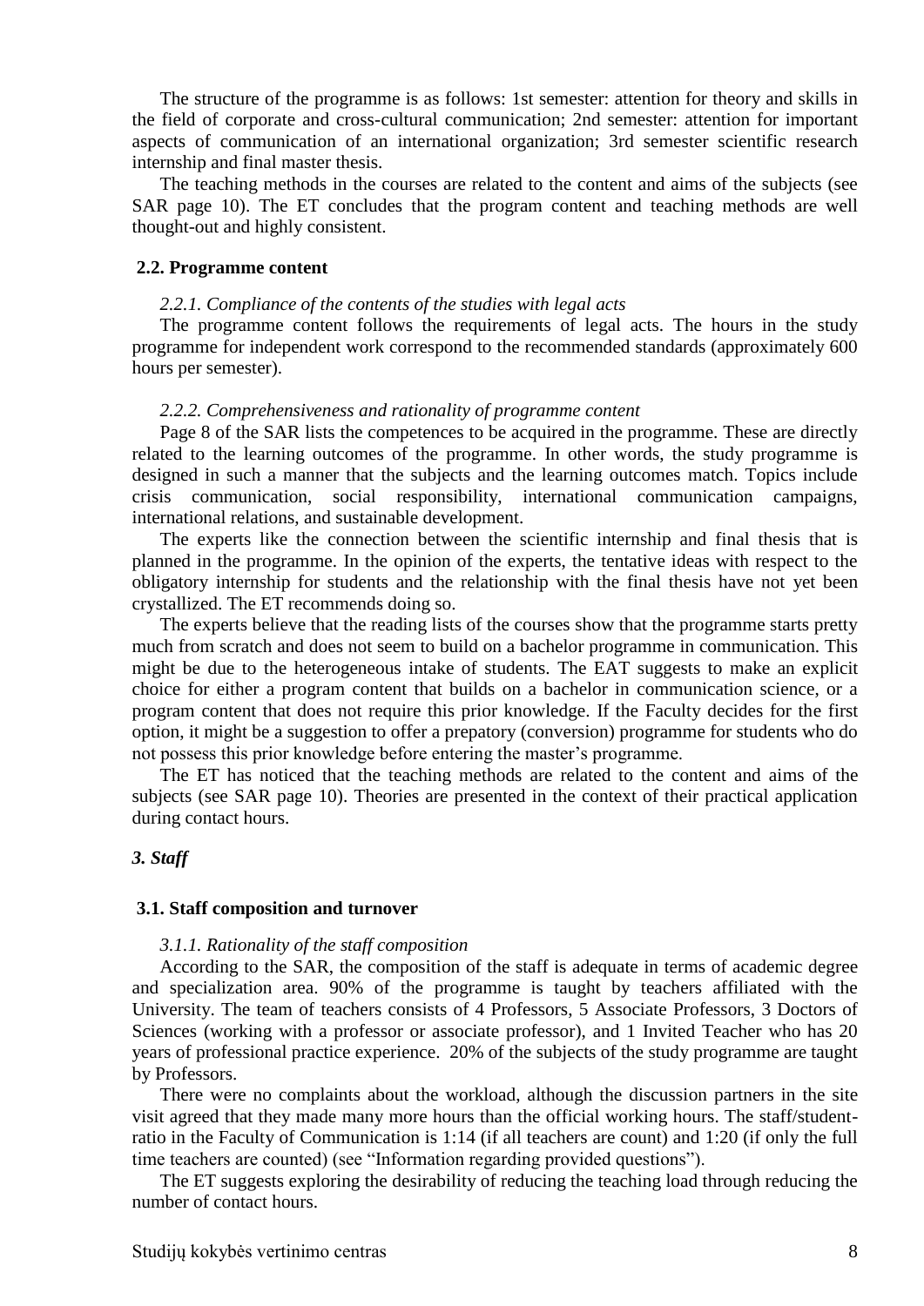The structure of the programme is as follows: 1st semester: attention for theory and skills in the field of corporate and cross-cultural communication; 2nd semester: attention for important aspects of communication of an international organization; 3rd semester scientific research internship and final master thesis.

The teaching methods in the courses are related to the content and aims of the subjects (see SAR page 10). The ET concludes that the program content and teaching methods are well thought-out and highly consistent.

### 2.2. Programme content

*2.2.1. Compliance of the contents of the studies with legal acts*

The programme content follows the requirements of legal acts. The hours in the study programme for independent work correspond to the recommended standards (approximately 600 hours per semester).

*2.2.2. Comprehensiveness and rationality of programme content*

Page 8 of the SAR lists the competences to be acquired in the programme. These are directly related to the learning outcomes of the programme. In other words, the study programme is designed in such a manner that the subjects and the learning outcomes match. Topics include crisis communication, social responsibility, international communication campaigns, international relations, and sustainable development.

The experts like the connection between the scientific internship and final thesis that is planned in the programme. In the opinion of the experts, the tentative ideas with respect to the obligatory internship for students and the relationship with the final thesis have not yet been crystallized. The ET recommends doing so.

The experts believe that the reading lists of the courses show that the programme starts pretty much from scratch and does not seem to build on a bachelor programme in communication. This might be due to the heterogeneous intake of students. The EAT suggests to make an explicit choice for either a program content that builds on a bachelor in communication science, or a program content that does not require this prior knowledge. If the Faculty decides for the first option, it might be a suggestion to offer a prepatory (conversion) programme for students who do not possess this prior knowledge before entering the master's programme.

The ET has noticed that the teaching methods are related to the content and aims of the subjects (see SAR page 10). Theories are presented in the context of their practical application during contact hours.

## *3. Staff*

### 3.1. Staff composition and turnover

*3.1.1. Rationality of the staff composition*

According to the SAR, the composition of the staff is adequate in terms of academic degree and specialization area. 90% of the programme is taught by teachers affiliated with the University. The team of teachers consists of 4 Professors, 5 Associate Professors, 3 Doctors of Sciences (working with a professor or associate professor), and 1 Invited Teacher who has 20 years of professional practice experience. 20% of the subjects of the study programme are taught by Professors.

There were no complaints about the workload, although the discussion partners in the site visit agreed that they made many more hours than the official working hours. The staff/student-ratio in the Faculty of Communication is 1:14 (if all teachers are count) and 1:20 (if only the full time teachers are counted) (see "Information regarding provided questions").

The ET suggests exploring the desirability of reducing the teaching load through reducing the number of contact hours.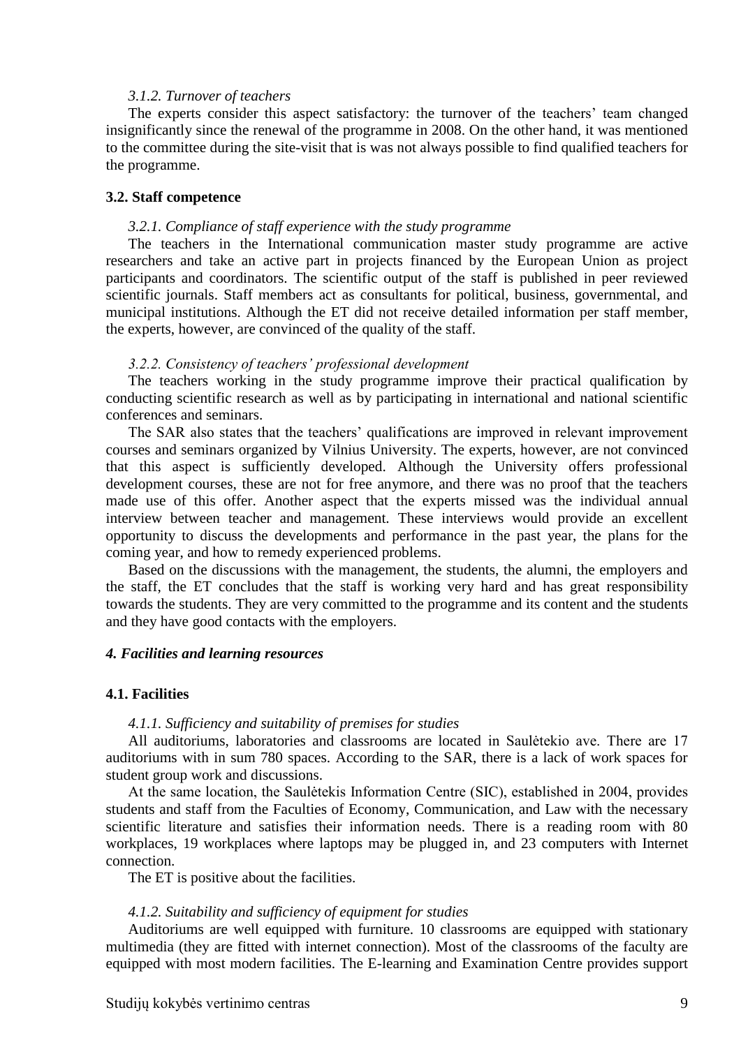*3.1.2. Turnover of teachers*

The experts consider this aspect satisfactory: the turnover of the teachers' team changed insignificantly since the renewal of the programme in 2008. On the other hand, it was mentioned to the committee during the site-visit that is was not always possible to find qualified teachers for the programme.

**3.2. Staff competence**

*3.2.1. Compliance of staff experience with the study programme*

The teachers in the International communication master study programme are active researchers and take an active part in projects financed by the European Union as project participants and coordinators. The scientific output of the staff is published in peer reviewed scientific journals. Staff members act as consultants for political, business, governmental, and municipal institutions. Although the ET did not receive detailed information per staff member, the experts, however, are convinced of the quality of the staff.

*3.2.2. Consistency of teachers' professional development*

The teachers working in the study programme improve their practical qualification by conducting scientific research as well as by participating in international and national scientific conferences and seminars.

The SAR also states that the teachers' qualifications are improved in relevant improvement courses and seminars organized by Vilnius University. The experts, however, are not convinced that this aspect is sufficiently developed. Although the University offers professional development courses, these are not for free anymore, and there was no proof that the teachers made use of this offer. Another aspect that the experts missed was the individual annual interview between teacher and management. These interviews would provide an excellent opportunity to discuss the developments and performance in the past year, the plans for the coming year, and how to remedy experienced problems.

Based on the discussions with the management, the students, the alumni, the employers and the staff, the ET concludes that the staff is working very hard and has great responsibility towards the students. They are very committed to the programme and its content and the students and they have good contacts with the employers.

***4. Facilities and learning resources***

**4.1. Facilities**

*4.1.1. Sufficiency and suitability of premises for studies*

All auditoriums, laboratories and classrooms are located in Saulėtekio ave. There are 17 auditoriums with in sum 780 spaces. According to the SAR, there is a lack of work spaces for student group work and discussions.

At the same location, the Saulėtekis Information Centre (SIC), established in 2004, provides students and staff from the Faculties of Economy, Communication, and Law with the necessary scientific literature and satisfies their information needs. There is a reading room with 80 workplaces, 19 workplaces where laptops may be plugged in, and 23 computers with Internet connection.

The ET is positive about the facilities.

*4.1.2. Suitability and sufficiency of equipment for studies*

Auditoriums are well equipped with furniture. 10 classrooms are equipped with stationary multimedia (they are fitted with internet connection). Most of the classrooms of the faculty are equipped with most modern facilities. The E-learning and Examination Centre provides support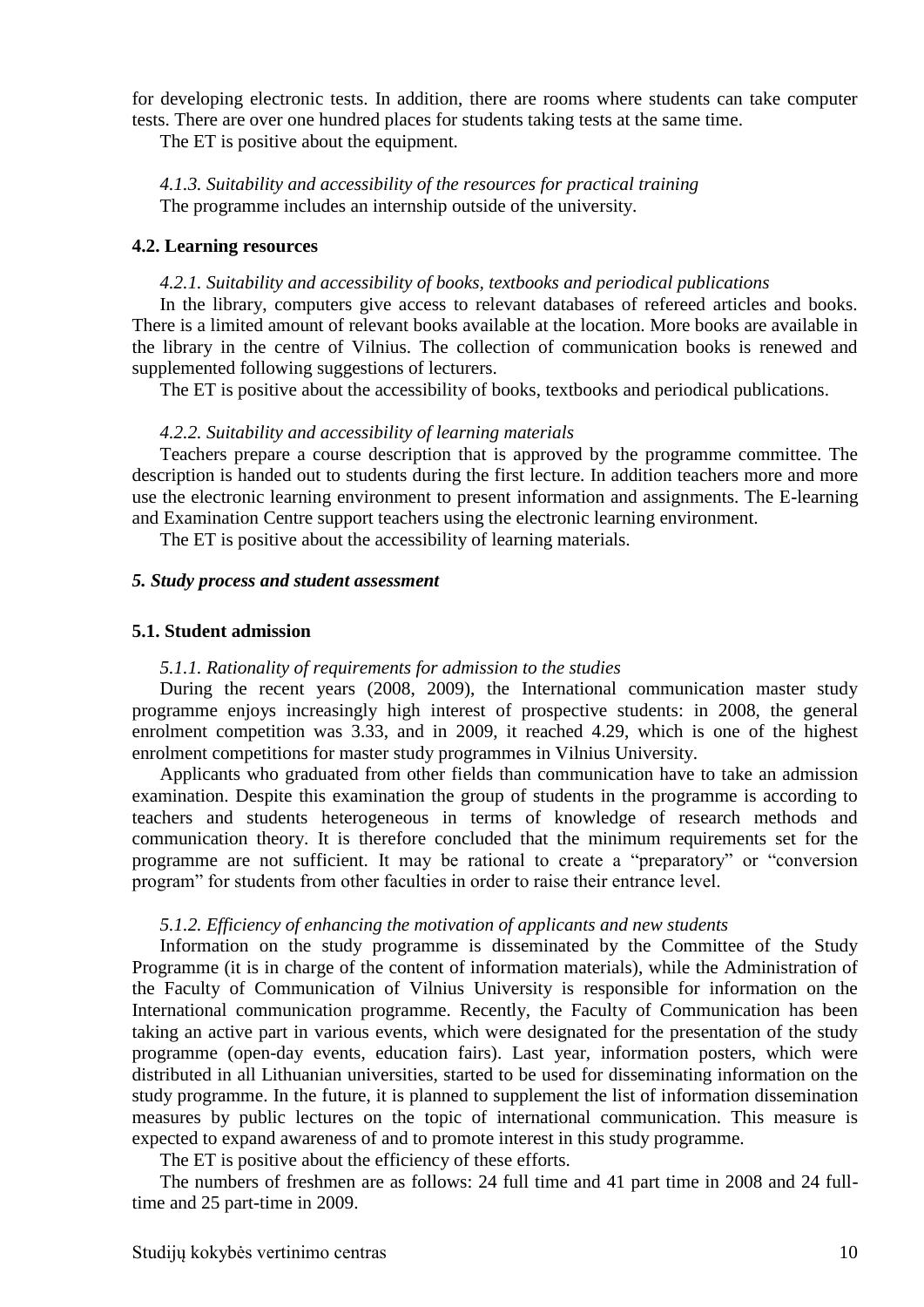for developing electronic tests. In addition, there are rooms where students can take computer tests. There are over one hundred places for students taking tests at the same time.

The ET is positive about the equipment.

*4.1.3. Suitability and accessibility of the resources for practical training*

The programme includes an internship outside of the university.

### 4.2. Learning resources

*4.2.1. Suitability and accessibility of books, textbooks and periodical publications*

In the library, computers give access to relevant databases of refereed articles and books. There is a limited amount of relevant books available at the location. More books are available in the library in the centre of Vilnius. The collection of communication books is renewed and supplemented following suggestions of lecturers.

The ET is positive about the accessibility of books, textbooks and periodical publications.

*4.2.2. Suitability and accessibility of learning materials*

Teachers prepare a course description that is approved by the programme committee. The description is handed out to students during the first lecture. In addition teachers more and more use the electronic learning environment to present information and assignments. The E-learning and Examination Centre support teachers using the electronic learning environment.

The ET is positive about the accessibility of learning materials.

## *5. Study process and student assessment*

### 5.1. Student admission

*5.1.1. Rationality of requirements for admission to the studies*

During the recent years (2008, 2009), the International communication master study programme enjoys increasingly high interest of prospective students: in 2008, the general enrolment competition was 3.33, and in 2009, it reached 4.29, which is one of the highest enrolment competitions for master study programmes in Vilnius University.

Applicants who graduated from other fields than communication have to take an admission examination. Despite this examination the group of students in the programme is according to teachers and students heterogeneous in terms of knowledge of research methods and communication theory. It is therefore concluded that the minimum requirements set for the programme are not sufficient. It may be rational to create a "preparatory" or "conversion program" for students from other faculties in order to raise their entrance level.

*5.1.2. Efficiency of enhancing the motivation of applicants and new students*

Information on the study programme is disseminated by the Committee of the Study Programme (it is in charge of the content of information materials), while the Administration of the Faculty of Communication of Vilnius University is responsible for information on the International communication programme. Recently, the Faculty of Communication has been taking an active part in various events, which were designated for the presentation of the study programme (open-day events, education fairs). Last year, information posters, which were distributed in all Lithuanian universities, started to be used for disseminating information on the study programme. In the future, it is planned to supplement the list of information dissemination measures by public lectures on the topic of international communication. This measure is expected to expand awareness of and to promote interest in this study programme.

The ET is positive about the efficiency of these efforts.

The numbers of freshmen are as follows: 24 full time and 41 part time in 2008 and 24 full-time and 25 part-time in 2009.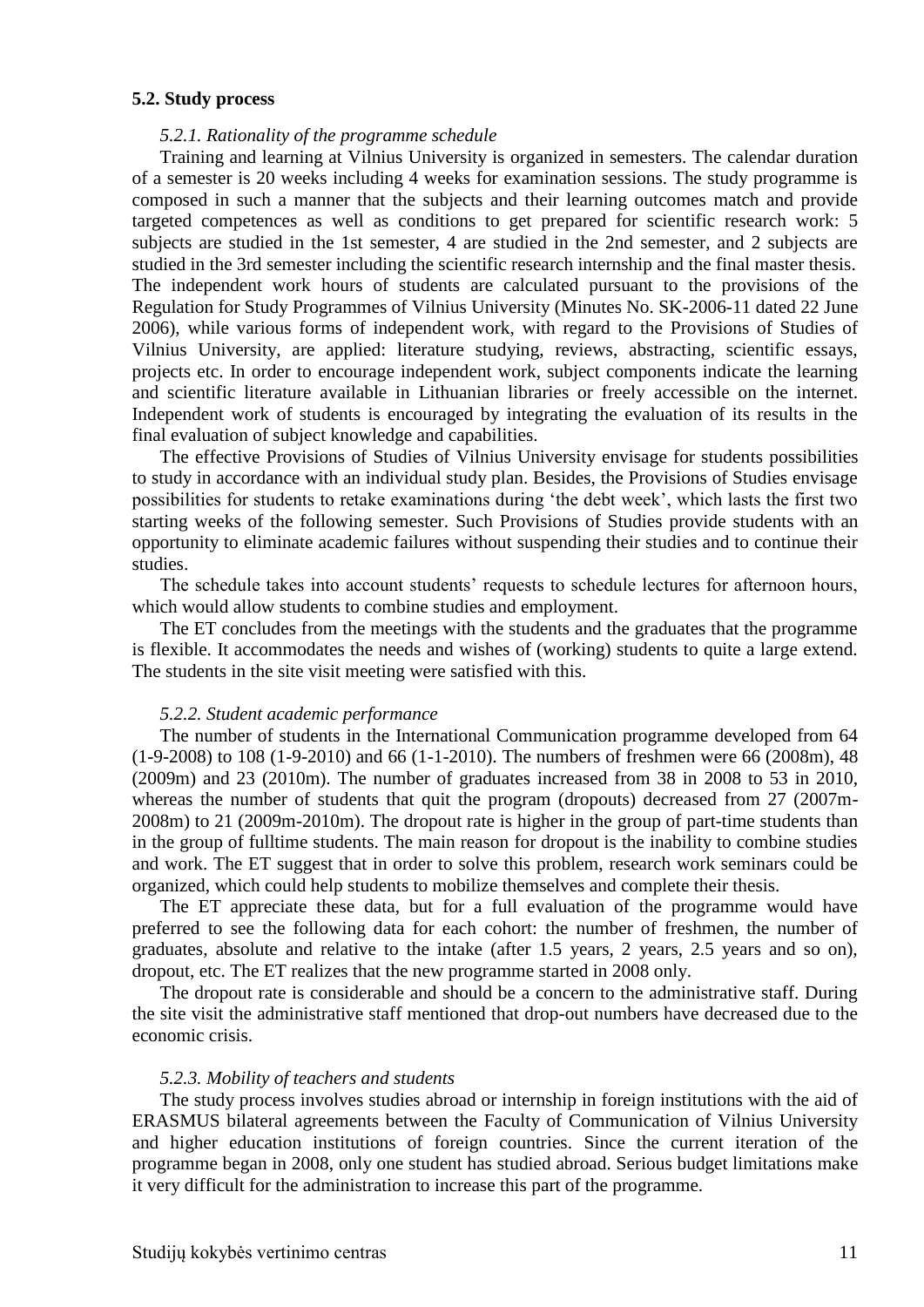### 5.2. Study process

*5.2.1. Rationality of the programme schedule*

Training and learning at Vilnius University is organized in semesters. The calendar duration of a semester is 20 weeks including 4 weeks for examination sessions. The study programme is composed in such a manner that the subjects and their learning outcomes match and provide targeted competences as well as conditions to get prepared for scientific research work: 5 subjects are studied in the 1st semester, 4 are studied in the 2nd semester, and 2 subjects are studied in the 3rd semester including the scientific research internship and the final master thesis. The independent work hours of students are calculated pursuant to the provisions of the Regulation for Study Programmes of Vilnius University (Minutes No. SK-2006-11 dated 22 June 2006), while various forms of independent work, with regard to the Provisions of Studies of Vilnius University, are applied: literature studying, reviews, abstracting, scientific essays, projects etc. In order to encourage independent work, subject components indicate the learning and scientific literature available in Lithuanian libraries or freely accessible on the internet. Independent work of students is encouraged by integrating the evaluation of its results in the final evaluation of subject knowledge and capabilities.

The effective Provisions of Studies of Vilnius University envisage for students possibilities to study in accordance with an individual study plan. Besides, the Provisions of Studies envisage possibilities for students to retake examinations during 'the debt week', which lasts the first two starting weeks of the following semester. Such Provisions of Studies provide students with an opportunity to eliminate academic failures without suspending their studies and to continue their studies.

The schedule takes into account students' requests to schedule lectures for afternoon hours, which would allow students to combine studies and employment.

The ET concludes from the meetings with the students and the graduates that the programme is flexible. It accommodates the needs and wishes of (working) students to quite a large extend. The students in the site visit meeting were satisfied with this.

*5.2.2. Student academic performance*

The number of students in the International Communication programme developed from 64 (1-9-2008) to 108 (1-9-2010) and 66 (1-1-2010). The numbers of freshmen were 66 (2008m), 48 (2009m) and 23 (2010m). The number of graduates increased from 38 in 2008 to 53 in 2010, whereas the number of students that quit the program (dropouts) decreased from 27 (2007m-2008m) to 21 (2009m-2010m). The dropout rate is higher in the group of part-time students than in the group of fulltime students. The main reason for dropout is the inability to combine studies and work. The ET suggest that in order to solve this problem, research work seminars could be organized, which could help students to mobilize themselves and complete their thesis.

The ET appreciate these data, but for a full evaluation of the programme would have preferred to see the following data for each cohort: the number of freshmen, the number of graduates, absolute and relative to the intake (after 1.5 years, 2 years, 2.5 years and so on), dropout, etc. The ET realizes that the new programme started in 2008 only.

The dropout rate is considerable and should be a concern to the administrative staff. During the site visit the administrative staff mentioned that drop-out numbers have decreased due to the economic crisis.

*5.2.3. Mobility of teachers and students*

The study process involves studies abroad or internship in foreign institutions with the aid of ERASMUS bilateral agreements between the Faculty of Communication of Vilnius University and higher education institutions of foreign countries. Since the current iteration of the programme began in 2008, only one student has studied abroad. Serious budget limitations make it very difficult for the administration to increase this part of the programme.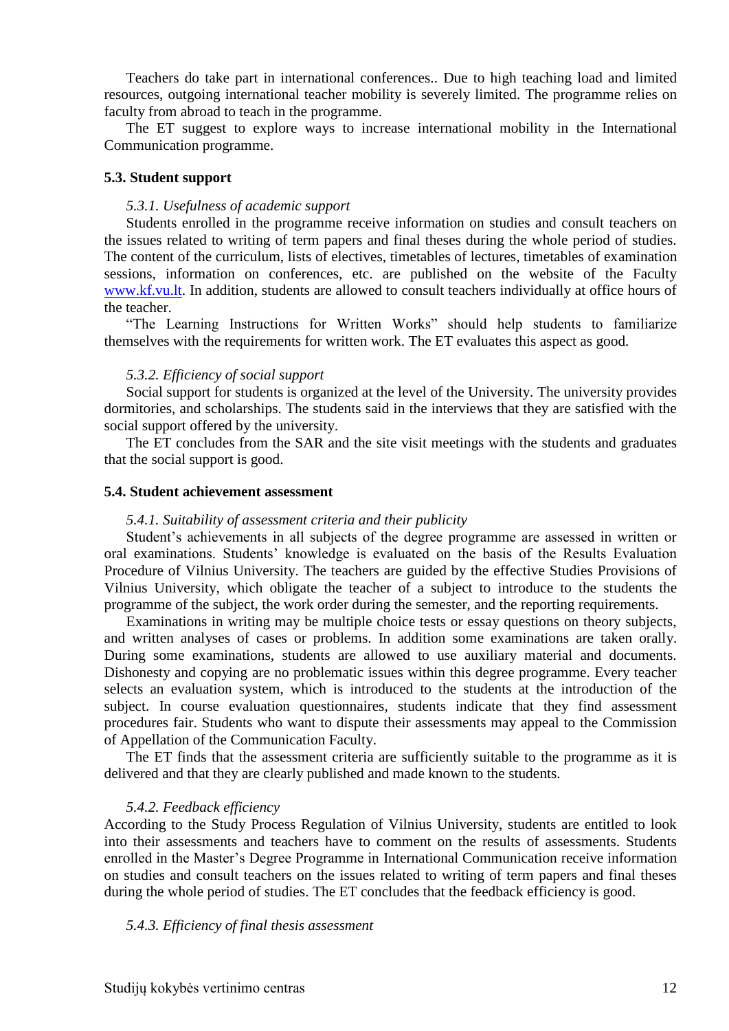Teachers do take part in international conferences.. Due to high teaching load and limited resources, outgoing international teacher mobility is severely limited. The programme relies on faculty from abroad to teach in the programme.

The ET suggest to explore ways to increase international mobility in the International Communication programme.

### 5.3. Student support

*5.3.1. Usefulness of academic support*

Students enrolled in the programme receive information on studies and consult teachers on the issues related to writing of term papers and final theses during the whole period of studies. The content of the curriculum, lists of electives, timetables of lectures, timetables of examination sessions, information on conferences, etc. are published on the website of the Faculty www.kf.vu.lt. In addition, students are allowed to consult teachers individually at office hours of the teacher.

"The Learning Instructions for Written Works" should help students to familiarize themselves with the requirements for written work. The ET evaluates this aspect as good.

*5.3.2. Efficiency of social support*

Social support for students is organized at the level of the University. The university provides dormitories, and scholarships. The students said in the interviews that they are satisfied with the social support offered by the university.

The ET concludes from the SAR and the site visit meetings with the students and graduates that the social support is good.

### 5.4. Student achievement assessment

*5.4.1. Suitability of assessment criteria and their publicity*

Student's achievements in all subjects of the degree programme are assessed in written or oral examinations. Students' knowledge is evaluated on the basis of the Results Evaluation Procedure of Vilnius University. The teachers are guided by the effective Studies Provisions of Vilnius University, which obligate the teacher of a subject to introduce to the students the programme of the subject, the work order during the semester, and the reporting requirements.

Examinations in writing may be multiple choice tests or essay questions on theory subjects, and written analyses of cases or problems. In addition some examinations are taken orally. During some examinations, students are allowed to use auxiliary material and documents. Dishonesty and copying are no problematic issues within this degree programme. Every teacher selects an evaluation system, which is introduced to the students at the introduction of the subject. In course evaluation questionnaires, students indicate that they find assessment procedures fair. Students who want to dispute their assessments may appeal to the Commission of Appellation of the Communication Faculty.

The ET finds that the assessment criteria are sufficiently suitable to the programme as it is delivered and that they are clearly published and made known to the students.

*5.4.2. Feedback efficiency*

According to the Study Process Regulation of Vilnius University, students are entitled to look into their assessments and teachers have to comment on the results of assessments. Students enrolled in the Master's Degree Programme in International Communication receive information on studies and consult teachers on the issues related to writing of term papers and final theses during the whole period of studies. The ET concludes that the feedback efficiency is good.

*5.4.3. Efficiency of final thesis assessment*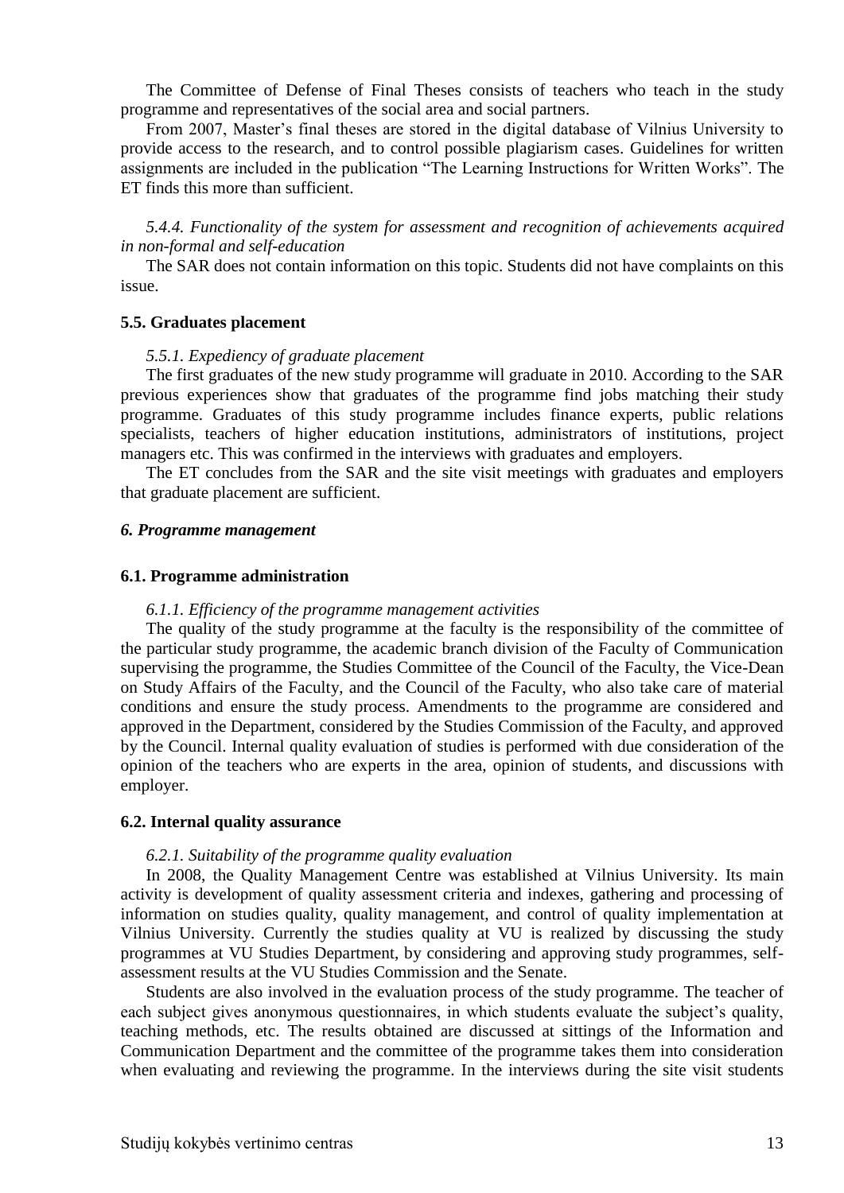The Committee of Defense of Final Theses consists of teachers who teach in the study programme and representatives of the social area and social partners.

From 2007, Master's final theses are stored in the digital database of Vilnius University to provide access to the research, and to control possible plagiarism cases. Guidelines for written assignments are included in the publication "The Learning Instructions for Written Works". The ET finds this more than sufficient.

*5.4.4. Functionality of the system for assessment and recognition of achievements acquired in non-formal and self-education*

The SAR does not contain information on this topic. Students did not have complaints on this issue.

**5.5. Graduates placement**

*5.5.1. Expediency of graduate placement*

The first graduates of the new study programme will graduate in 2010. According to the SAR previous experiences show that graduates of the programme find jobs matching their study programme. Graduates of this study programme includes finance experts, public relations specialists, teachers of higher education institutions, administrators of institutions, project managers etc. This was confirmed in the interviews with graduates and employers.

The ET concludes from the SAR and the site visit meetings with graduates and employers that graduate placement are sufficient.

***6. Programme management***

**6.1. Programme administration**

*6.1.1. Efficiency of the programme management activities*

The quality of the study programme at the faculty is the responsibility of the committee of the particular study programme, the academic branch division of the Faculty of Communication supervising the programme, the Studies Committee of the Council of the Faculty, the Vice-Dean on Study Affairs of the Faculty, and the Council of the Faculty, who also take care of material conditions and ensure the study process. Amendments to the programme are considered and approved in the Department, considered by the Studies Commission of the Faculty, and approved by the Council. Internal quality evaluation of studies is performed with due consideration of the opinion of the teachers who are experts in the area, opinion of students, and discussions with employer.

**6.2. Internal quality assurance**

*6.2.1. Suitability of the programme quality evaluation*

In 2008, the Quality Management Centre was established at Vilnius University. Its main activity is development of quality assessment criteria and indexes, gathering and processing of information on studies quality, quality management, and control of quality implementation at Vilnius University. Currently the studies quality at VU is realized by discussing the study programmes at VU Studies Department, by considering and approving study programmes, self-assessment results at the VU Studies Commission and the Senate.

Students are also involved in the evaluation process of the study programme. The teacher of each subject gives anonymous questionnaires, in which students evaluate the subject's quality, teaching methods, etc. The results obtained are discussed at sittings of the Information and Communication Department and the committee of the programme takes them into consideration when evaluating and reviewing the programme. In the interviews during the site visit students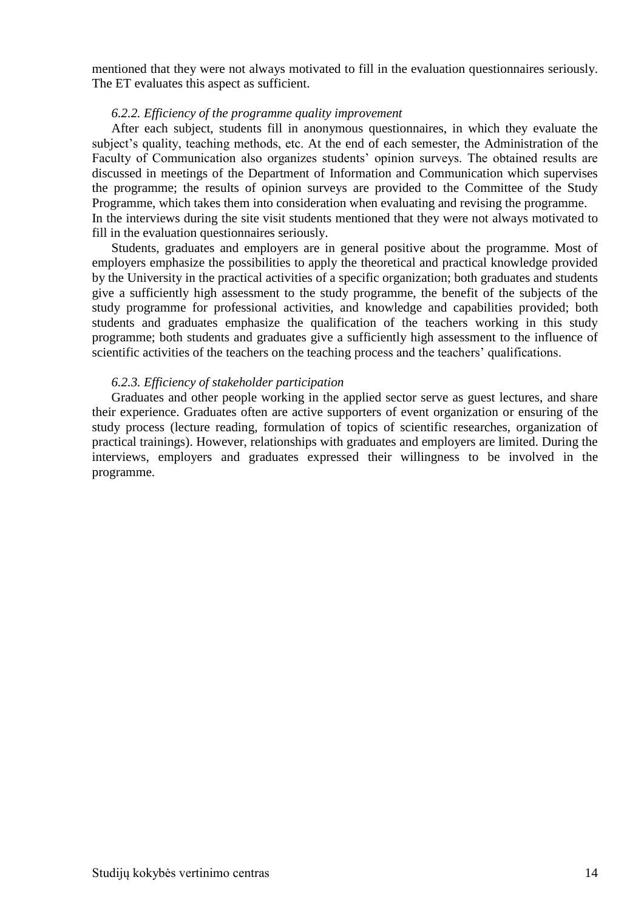mentioned that they were not always motivated to fill in the evaluation questionnaires seriously. The ET evaluates this aspect as sufficient.

*6.2.2. Efficiency of the programme quality improvement*

After each subject, students fill in anonymous questionnaires, in which they evaluate the subject's quality, teaching methods, etc. At the end of each semester, the Administration of the Faculty of Communication also organizes students' opinion surveys. The obtained results are discussed in meetings of the Department of Information and Communication which supervises the programme; the results of opinion surveys are provided to the Committee of the Study Programme, which takes them into consideration when evaluating and revising the programme. In the interviews during the site visit students mentioned that they were not always motivated to fill in the evaluation questionnaires seriously.

Students, graduates and employers are in general positive about the programme. Most of employers emphasize the possibilities to apply the theoretical and practical knowledge provided by the University in the practical activities of a specific organization; both graduates and students give a sufficiently high assessment to the study programme, the benefit of the subjects of the study programme for professional activities, and knowledge and capabilities provided; both students and graduates emphasize the qualification of the teachers working in this study programme; both students and graduates give a sufficiently high assessment to the influence of scientific activities of the teachers on the teaching process and the teachers' qualifications.

*6.2.3. Efficiency of stakeholder participation*

Graduates and other people working in the applied sector serve as guest lectures, and share their experience. Graduates often are active supporters of event organization or ensuring of the study process (lecture reading, formulation of topics of scientific researches, organization of practical trainings). However, relationships with graduates and employers are limited. During the interviews, employers and graduates expressed their willingness to be involved in the programme.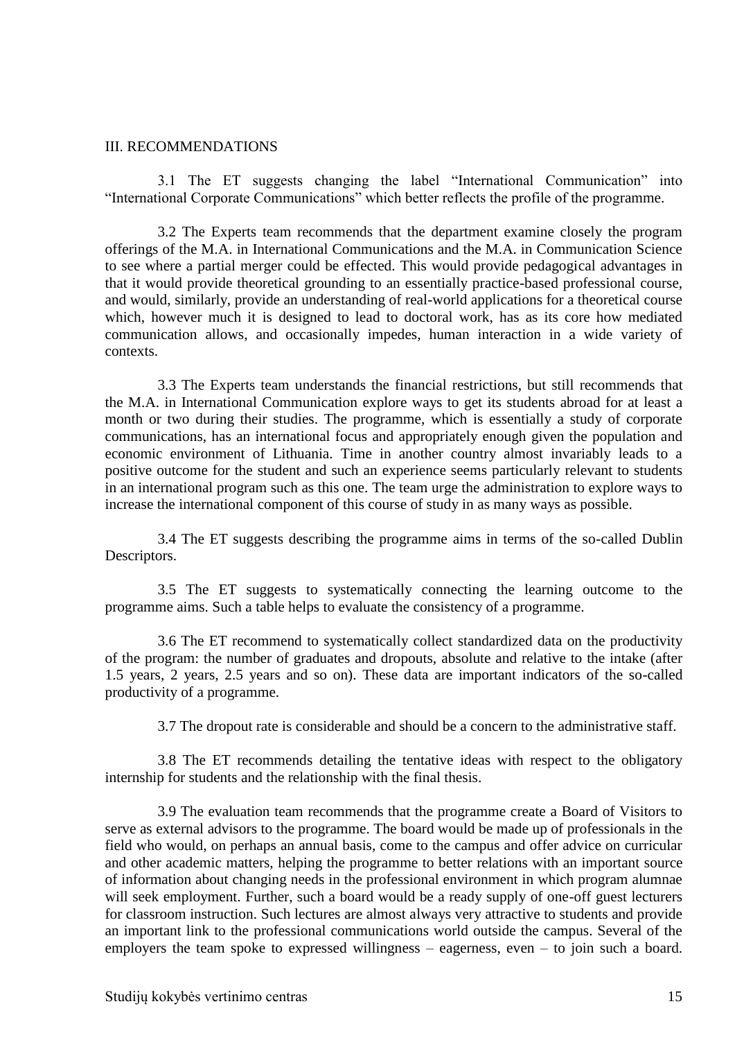## III. RECOMMENDATIONS

3.1 The ET suggests changing the label "International Communication" into "International Corporate Communications" which better reflects the profile of the programme.

3.2 The Experts team recommends that the department examine closely the program offerings of the M.A. in International Communications and the M.A. in Communication Science to see where a partial merger could be effected. This would provide pedagogical advantages in that it would provide theoretical grounding to an essentially practice-based professional course, and would, similarly, provide an understanding of real-world applications for a theoretical course which, however much it is designed to lead to doctoral work, has as its core how mediated communication allows, and occasionally impedes, human interaction in a wide variety of contexts.

3.3 The Experts team understands the financial restrictions, but still recommends that the M.A. in International Communication explore ways to get its students abroad for at least a month or two during their studies. The programme, which is essentially a study of corporate communications, has an international focus and appropriately enough given the population and economic environment of Lithuania. Time in another country almost invariably leads to a positive outcome for the student and such an experience seems particularly relevant to students in an international program such as this one. The team urge the administration to explore ways to increase the international component of this course of study in as many ways as possible.

3.4 The ET suggests describing the programme aims in terms of the so-called Dublin Descriptors.

3.5 The ET suggests to systematically connecting the learning outcome to the programme aims. Such a table helps to evaluate the consistency of a programme.

3.6 The ET recommend to systematically collect standardized data on the productivity of the program: the number of graduates and dropouts, absolute and relative to the intake (after 1.5 years, 2 years, 2.5 years and so on). These data are important indicators of the so-called productivity of a programme.

3.7 The dropout rate is considerable and should be a concern to the administrative staff.

3.8 The ET recommends detailing the tentative ideas with respect to the obligatory internship for students and the relationship with the final thesis.

3.9 The evaluation team recommends that the programme create a Board of Visitors to serve as external advisors to the programme. The board would be made up of professionals in the field who would, on perhaps an annual basis, come to the campus and offer advice on curricular and other academic matters, helping the programme to better relations with an important source of information about changing needs in the professional environment in which program alumnae will seek employment. Further, such a board would be a ready supply of one-off guest lecturers for classroom instruction. Such lectures are almost always very attractive to students and provide an important link to the professional communications world outside the campus. Several of the employers the team spoke to expressed willingness – eagerness, even – to join such a board.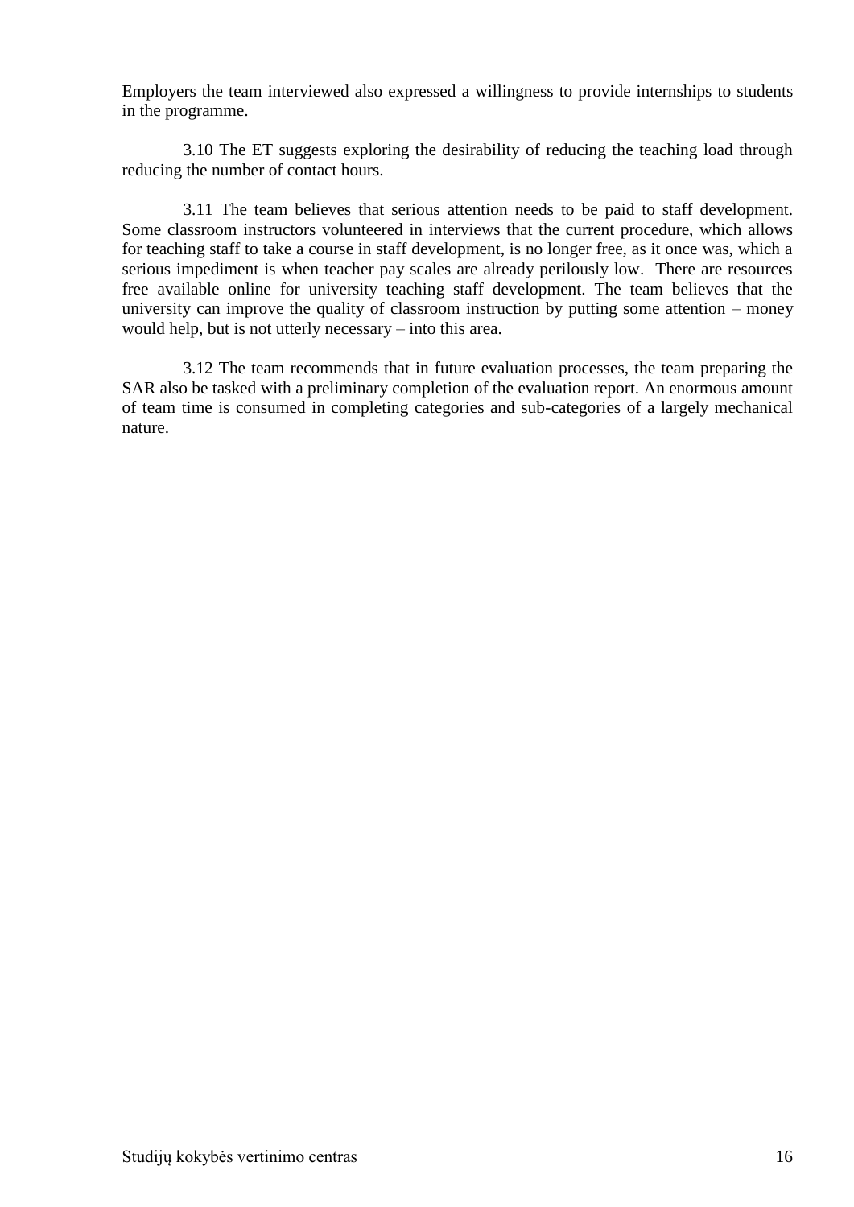Employers the team interviewed also expressed a willingness to provide internships to students in the programme.

3.10 The ET suggests exploring the desirability of reducing the teaching load through reducing the number of contact hours.

3.11 The team believes that serious attention needs to be paid to staff development. Some classroom instructors volunteered in interviews that the current procedure, which allows for teaching staff to take a course in staff development, is no longer free, as it once was, which a serious impediment is when teacher pay scales are already perilously low. There are resources free available online for university teaching staff development. The team believes that the university can improve the quality of classroom instruction by putting some attention – money would help, but is not utterly necessary – into this area.

3.12 The team recommends that in future evaluation processes, the team preparing the SAR also be tasked with a preliminary completion of the evaluation report. An enormous amount of team time is consumed in completing categories and sub-categories of a largely mechanical nature.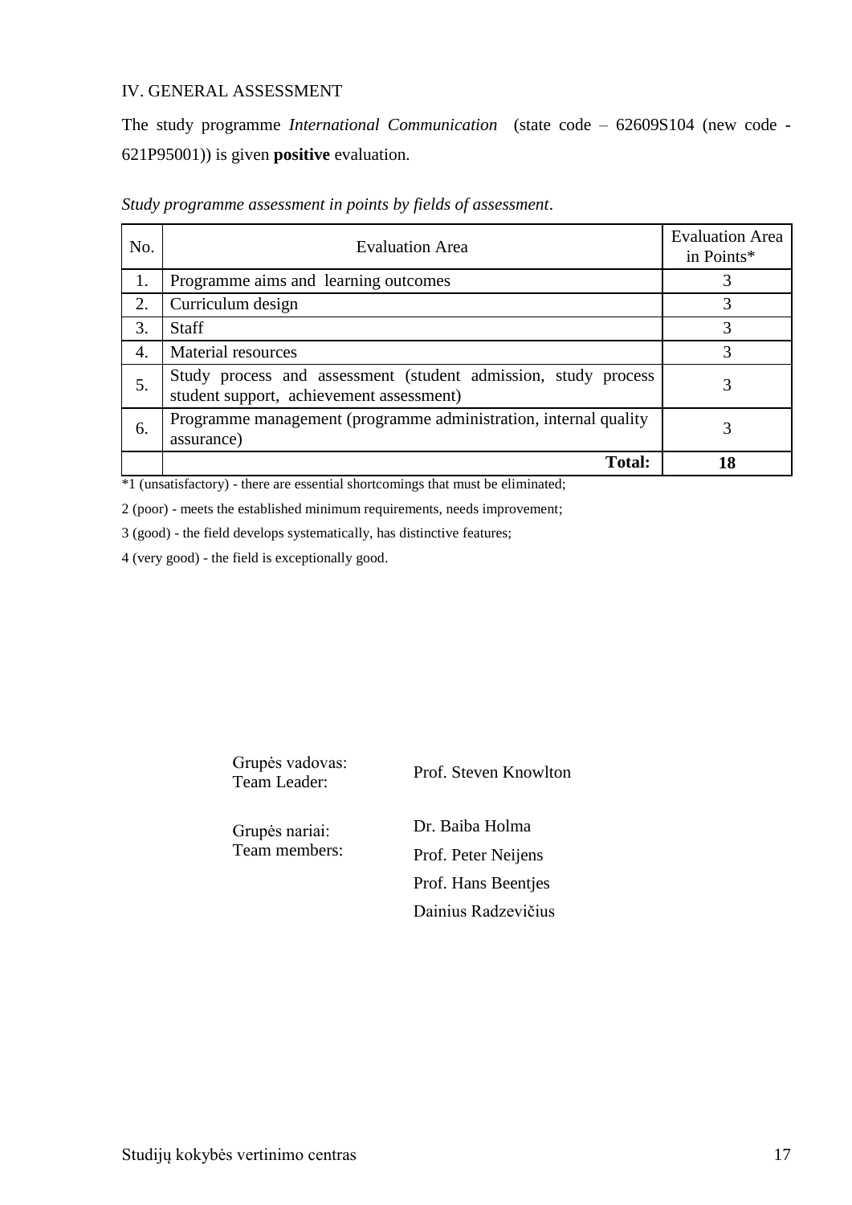IV. GENERAL ASSESSMENT

The study programme *International Communication* (state code – 62609S104 (new code - 621P95001)) is given **positive** evaluation.

*Study programme assessment in points by fields of assessment*.

| No. | Evaluation Area | Evaluation Area in Points* |
|---|---|---|
| 1. | Programme aims and learning outcomes | 3 |
| 2. | Curriculum design | 3 |
| 3. | Staff | 3 |
| 4. | Material resources | 3 |
| 5. | Study process and assessment (student admission, study process student support, achievement assessment) | 3 |
| 6. | Programme management (programme administration, internal quality assurance) | 3 |
| | **Total:** | **18** |

*1 (unsatisfactory) - there are essential shortcomings that must be eliminated;

2 (poor) - meets the established minimum requirements, needs improvement;

3 (good) - the field develops systematically, has distinctive features;

4 (very good) - the field is exceptionally good.

| | |
|---|---|
| Grupės vadovas:<br>Team Leader: | Prof. Steven Knowlton |
| Grupės nariai:<br>Team members: | Dr. Baiba Holma<br>Prof. Peter Neijens<br>Prof. Hans Beentjes<br>Dainius Radzevičius |